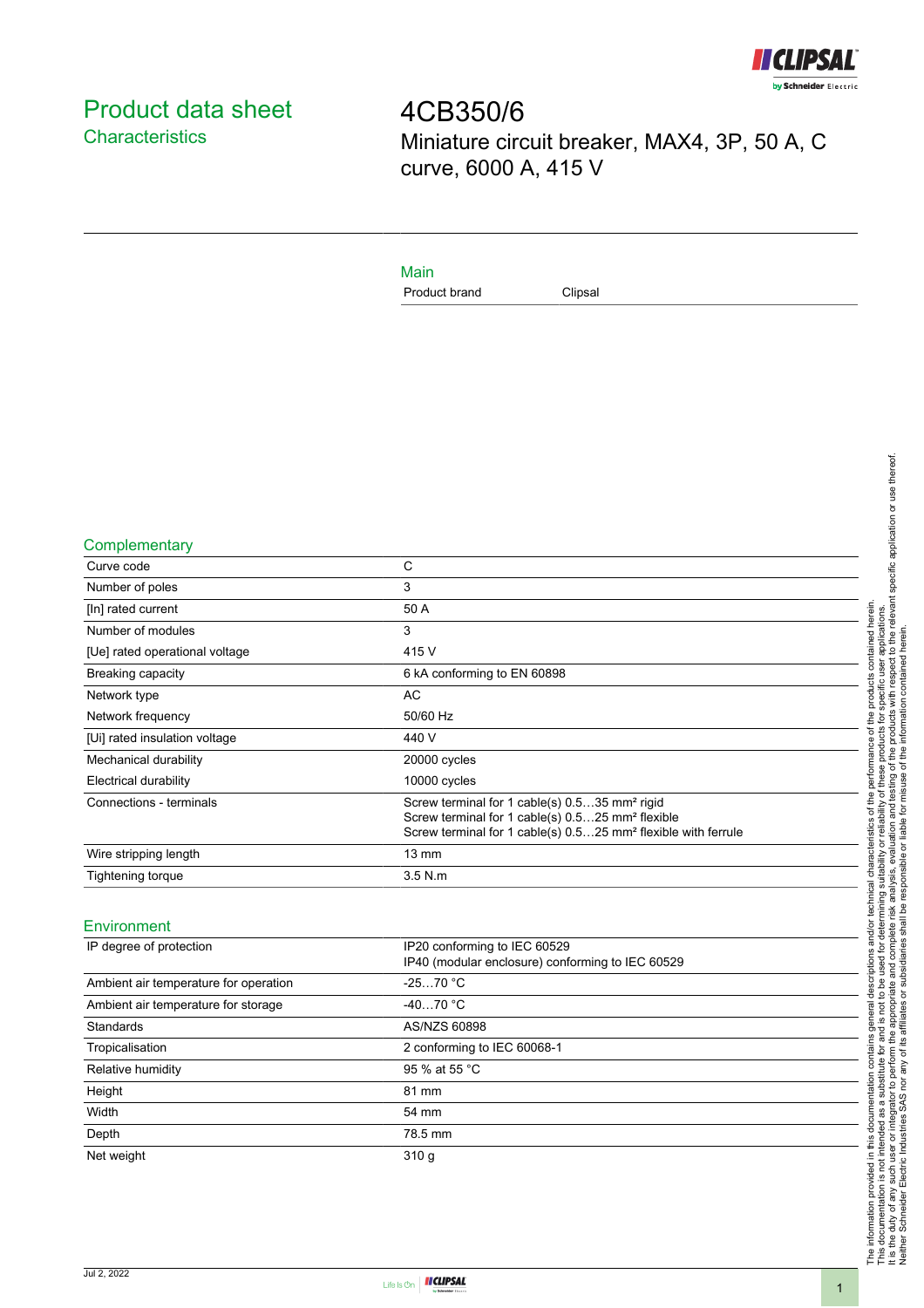# Product data sheet

## Characteristics

# 4CB350/6

Miniature circuit breaker, MAX4, 3P, 50 A, C curve, 6000 A, 415 V

## Main

| Product brand | Clipsal |
| --- | --- |

## Complementary

| Curve code | C |
| --- | --- |
| Number of poles | 3 |
| [In] rated current | 50 A |
| Number of modules | 3 |
| [Ue] rated operational voltage | 415 V |
| Breaking capacity | 6 kA conforming to EN 60898 |
| Network type | AC |
| Network frequency | 50/60 Hz |
| [Ui] rated insulation voltage | 440 V |
| Mechanical durability | 20000 cycles |
| Electrical durability | 10000 cycles |
| Connections - terminals | Screw terminal for 1 cable(s) 0.5…35 mm² rigid<br>Screw terminal for 1 cable(s) 0.5…25 mm² flexible<br>Screw terminal for 1 cable(s) 0.5…25 mm² flexible with ferrule |
| Wire stripping length | 13 mm |
| Tightening torque | 3.5 N.m |

## Environment

| IP degree of protection | IP20 conforming to IEC 60529<br>IP40 (modular enclosure) conforming to IEC 60529 |
| --- | --- |
| Ambient air temperature for operation | -25…70 °C |
| Ambient air temperature for storage | -40…70 °C |
| Standards | AS/NZS 60898 |
| Tropicalisation | 2 conforming to IEC 60068-1 |
| Relative humidity | 95 % at 55 °C |
| Height | 81 mm |
| Width | 54 mm |
| Depth | 78.5 mm |
| Net weight | 310 g |

The information provided in this documentation contains general descriptions and/or technical characteristics of the performance of the products contained herein.
This documentation is not intended as a substitute for and is not to be used for determining suitability or reliability of these products for specific user applications.
It is the duty of any such user or integrator to perform the appropriate and complete risk analysis, evaluation and testing of the products with respect to the relevant specific application or use thereof.
Neither Schneider Electric Industries SAS nor any of its affiliates or subsidiaries shall be responsible or liable for misuse of the information contained herein.

Jul 2, 2022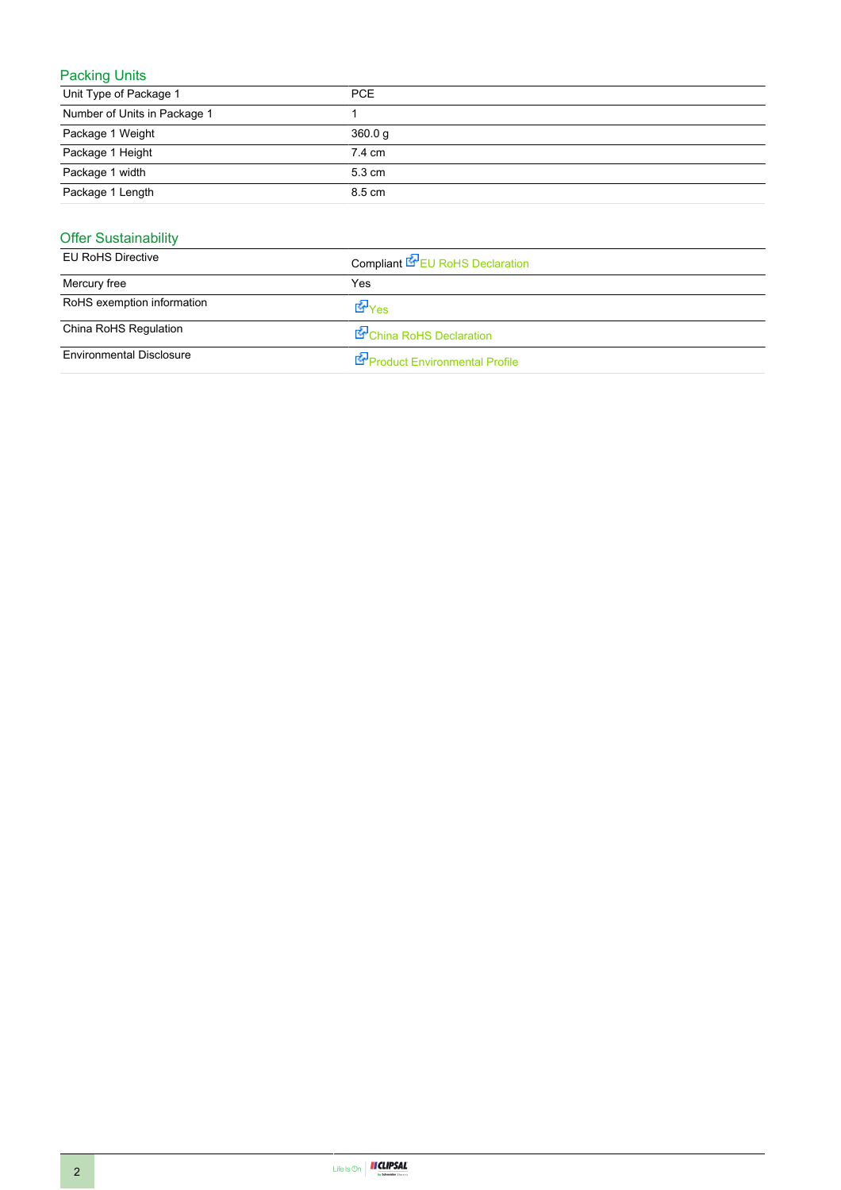## Packing Units

| | |
|---|---|
| Unit Type of Package 1 | PCE |
| Number of Units in Package 1 | 1 |
| Package 1 Weight | 360.0 g |
| Package 1 Height | 7.4 cm |
| Package 1 width | 5.3 cm |
| Package 1 Length | 8.5 cm |

## Offer Sustainability

| | |
|---|---|
| EU RoHS Directive | Compliant EU RoHS Declaration |
| Mercury free | Yes |
| RoHS exemption information | Yes |
| China RoHS Regulation | China RoHS Declaration |
| Environmental Disclosure | Product Environmental Profile |